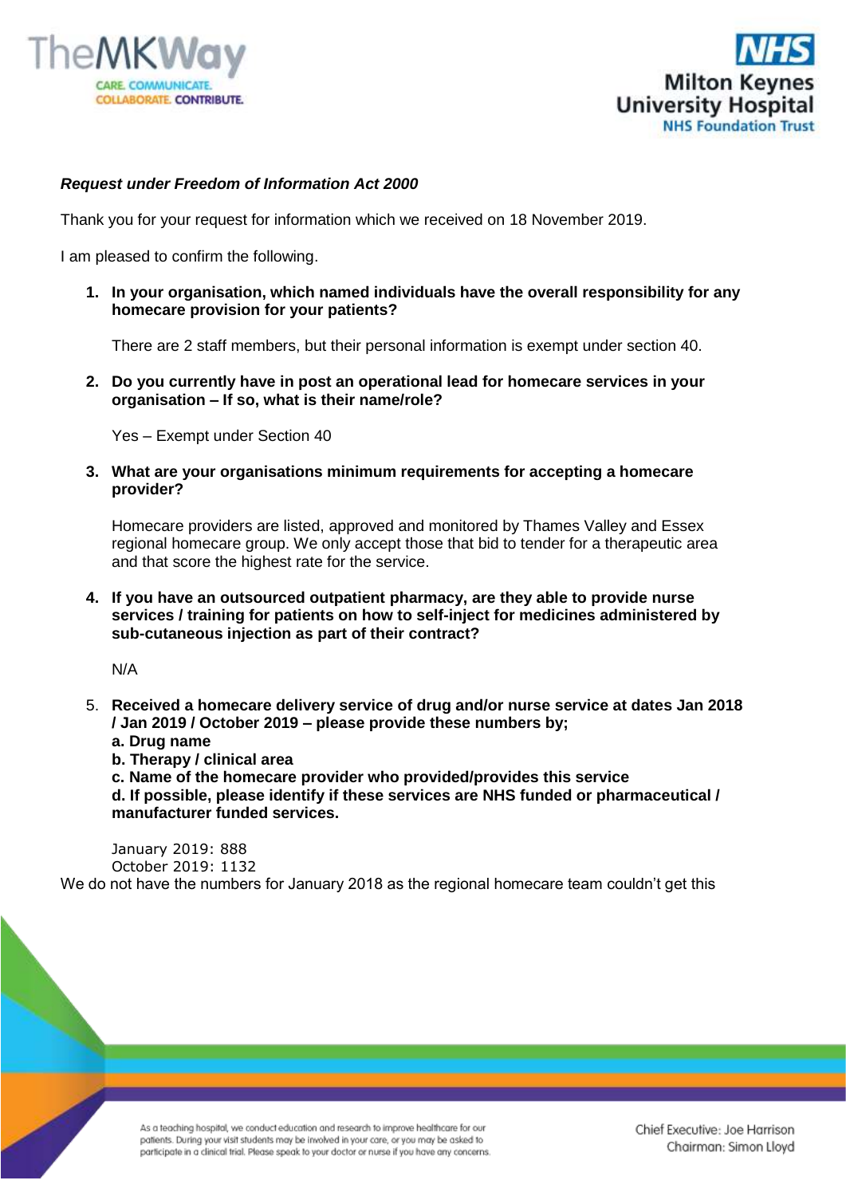*Request under Freedom of Information Act 2000*

Thank you for your request for information which we received on 18 November 2019.

I am pleased to confirm the following.

1. **In your organisation, which named individuals have the overall responsibility for any homecare provision for your patients?**

   There are 2 staff members, but their personal information is exempt under section 40.

2. **Do you currently have in post an operational lead for homecare services in your organisation – If so, what is their name/role?**

   Yes – Exempt under Section 40

3. **What are your organisations minimum requirements for accepting a homecare provider?**

   Homecare providers are listed, approved and monitored by Thames Valley and Essex regional homecare group. We only accept those that bid to tender for a therapeutic area and that score the highest rate for the service.

4. **If you have an outsourced outpatient pharmacy, are they able to provide nurse services / training for patients on how to self-inject for medicines administered by sub-cutaneous injection as part of their contract?**

   N/A

5. **Received a homecare delivery service of drug and/or nurse service at dates Jan 2018 / Jan 2019 / October 2019 – please provide these numbers by;**
   **a. Drug name**
   **b. Therapy / clinical area**
   **c. Name of the homecare provider who provided/provides this service**
   **d. If possible, please identify if these services are NHS funded or pharmaceutical / manufacturer funded services.**

   January 2019: 888
   October 2019: 1132

We do not have the numbers for January 2018 as the regional homecare team couldn't get this

As a teaching hospital, we conduct education and research to improve healthcare for our patients. During your visit students may be involved in your care, or you may be asked to participate in a clinical trial. Please speak to your doctor or nurse if you have any concerns.

Chief Executive: Joe Harrison
Chairman: Simon Lloyd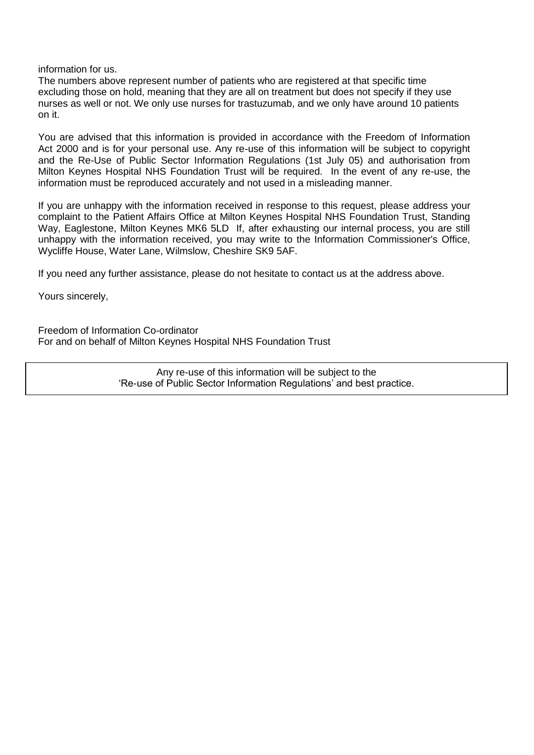information for us.
The numbers above represent number of patients who are registered at that specific time excluding those on hold, meaning that they are all on treatment but does not specify if they use nurses as well or not. We only use nurses for trastuzumab, and we only have around 10 patients on it.

You are advised that this information is provided in accordance with the Freedom of Information Act 2000 and is for your personal use. Any re-use of this information will be subject to copyright and the Re-Use of Public Sector Information Regulations (1st July 05) and authorisation from Milton Keynes Hospital NHS Foundation Trust will be required. In the event of any re-use, the information must be reproduced accurately and not used in a misleading manner.

If you are unhappy with the information received in response to this request, please address your complaint to the Patient Affairs Office at Milton Keynes Hospital NHS Foundation Trust, Standing Way, Eaglestone, Milton Keynes MK6 5LD If, after exhausting our internal process, you are still unhappy with the information received, you may write to the Information Commissioner's Office, Wycliffe House, Water Lane, Wilmslow, Cheshire SK9 5AF.

If you need any further assistance, please do not hesitate to contact us at the address above.

Yours sincerely,

Freedom of Information Co-ordinator
For and on behalf of Milton Keynes Hospital NHS Foundation Trust

Any re-use of this information will be subject to the
'Re-use of Public Sector Information Regulations' and best practice.